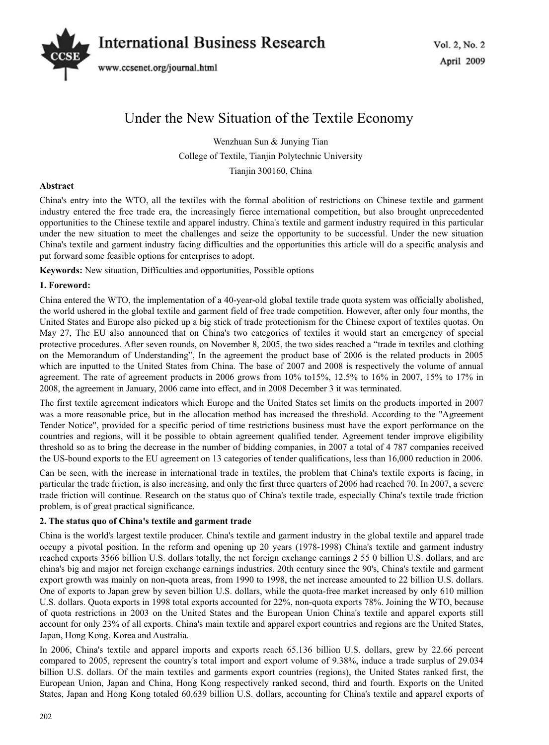# Under the New Situation of the Textile Economy

Wenzhuan Sun & Junying Tian

College of Textile, Tianjin Polytechnic University

Tianjin 300160, China

**Abstract**

China's entry into the WTO, all the textiles with the formal abolition of restrictions on Chinese textile and garment industry entered the free trade era, the increasingly fierce international competition, but also brought unprecedented opportunities to the Chinese textile and apparel industry. China's textile and garment industry required in this particular under the new situation to meet the challenges and seize the opportunity to be successful. Under the new situation China's textile and garment industry facing difficulties and the opportunities this article will do a specific analysis and put forward some feasible options for enterprises to adopt.

**Keywords:** New situation, Difficulties and opportunities, Possible options

## 1. Foreword:

China entered the WTO, the implementation of a 40-year-old global textile trade quota system was officially abolished, the world ushered in the global textile and garment field of free trade competition. However, after only four months, the United States and Europe also picked up a big stick of trade protectionism for the Chinese export of textiles quotas. On May 27, The EU also announced that on China's two categories of textiles it would start an emergency of special protective procedures. After seven rounds, on November 8, 2005, the two sides reached a "trade in textiles and clothing on the Memorandum of Understanding", In the agreement the product base of 2006 is the related products in 2005 which are inputted to the United States from China. The base of 2007 and 2008 is respectively the volume of annual agreement. The rate of agreement products in 2006 grows from 10% to15%, 12.5% to 16% in 2007, 15% to 17% in 2008, the agreement in January, 2006 came into effect, and in 2008 December 3 it was terminated.

The first textile agreement indicators which Europe and the United States set limits on the products imported in 2007 was a more reasonable price, but in the allocation method has increased the threshold. According to the "Agreement Tender Notice", provided for a specific period of time restrictions business must have the export performance on the countries and regions, will it be possible to obtain agreement qualified tender. Agreement tender improve eligibility threshold so as to bring the decrease in the number of bidding companies, in 2007 a total of 4 787 companies received the US-bound exports to the EU agreement on 13 categories of tender qualifications, less than 16,000 reduction in 2006.

Can be seen, with the increase in international trade in textiles, the problem that China's textile exports is facing, in particular the trade friction, is also increasing, and only the first three quarters of 2006 had reached 70. In 2007, a severe trade friction will continue. Research on the status quo of China's textile trade, especially China's textile trade friction problem, is of great practical significance.

## 2. The status quo of China's textile and garment trade

China is the world's largest textile producer. China's textile and garment industry in the global textile and apparel trade occupy a pivotal position. In the reform and opening up 20 years (1978-1998) China's textile and garment industry reached exports 3566 billion U.S. dollars totally, the net foreign exchange earnings 2 55 0 billion U.S. dollars, and are china's big and major net foreign exchange earnings industries. 20th century since the 90's, China's textile and garment export growth was mainly on non-quota areas, from 1990 to 1998, the net increase amounted to 22 billion U.S. dollars. One of exports to Japan grew by seven billion U.S. dollars, while the quota-free market increased by only 610 million U.S. dollars. Quota exports in 1998 total exports accounted for 22%, non-quota exports 78%. Joining the WTO, because of quota restrictions in 2003 on the United States and the European Union China's textile and apparel exports still account for only 23% of all exports. China's main textile and apparel export countries and regions are the United States, Japan, Hong Kong, Korea and Australia.

In 2006, China's textile and apparel imports and exports reach 65.136 billion U.S. dollars, grew by 22.66 percent compared to 2005, represent the country's total import and export volume of 9.38%, induce a trade surplus of 29.034 billion U.S. dollars. Of the main textiles and garments export countries (regions), the United States ranked first, the European Union, Japan and China, Hong Kong respectively ranked second, third and fourth. Exports on the United States, Japan and Hong Kong totaled 60.639 billion U.S. dollars, accounting for China's textile and apparel exports of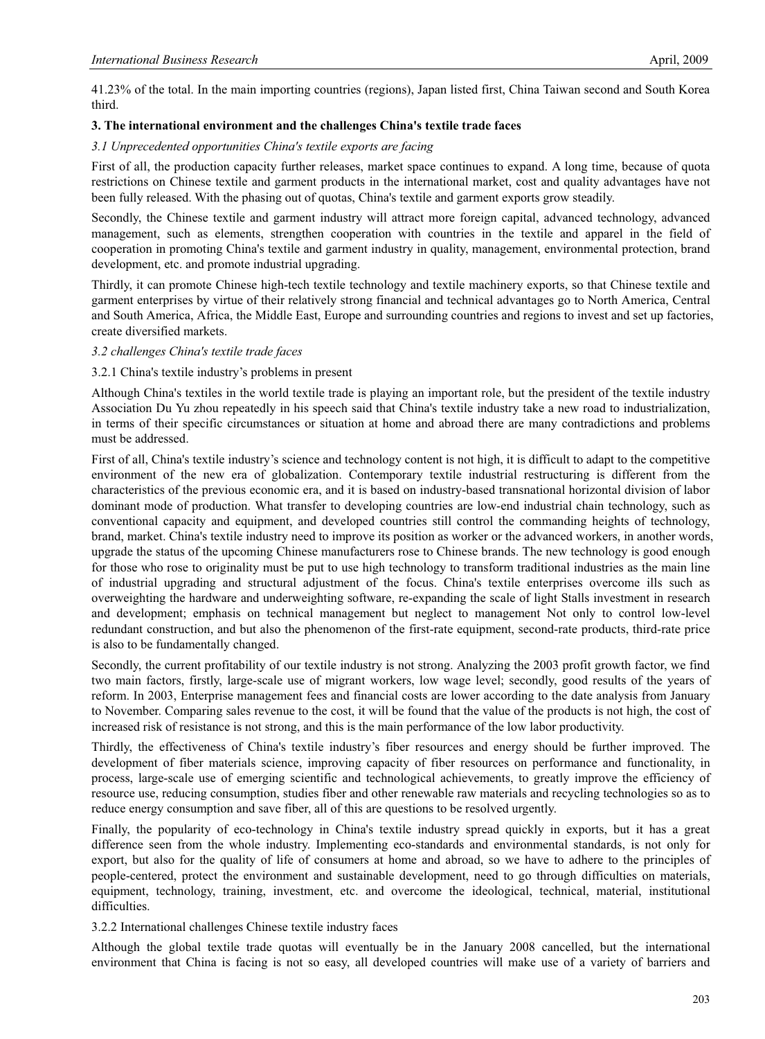41.23% of the total. In the main importing countries (regions), Japan listed first, China Taiwan second and South Korea third.

## 3. The international environment and the challenges China's textile trade faces

### *3.1 Unprecedented opportunities China's textile exports are facing*

First of all, the production capacity further releases, market space continues to expand. A long time, because of quota restrictions on Chinese textile and garment products in the international market, cost and quality advantages have not been fully released. With the phasing out of quotas, China's textile and garment exports grow steadily.

Secondly, the Chinese textile and garment industry will attract more foreign capital, advanced technology, advanced management, such as elements, strengthen cooperation with countries in the textile and apparel in the field of cooperation in promoting China's textile and garment industry in quality, management, environmental protection, brand development, etc. and promote industrial upgrading.

Thirdly, it can promote Chinese high-tech textile technology and textile machinery exports, so that Chinese textile and garment enterprises by virtue of their relatively strong financial and technical advantages go to North America, Central and South America, Africa, the Middle East, Europe and surrounding countries and regions to invest and set up factories, create diversified markets.

### *3.2 challenges China's textile trade faces*

#### 3.2.1 China's textile industry's problems in present

Although China's textiles in the world textile trade is playing an important role, but the president of the textile industry Association Du Yu zhou repeatedly in his speech said that China's textile industry take a new road to industrialization, in terms of their specific circumstances or situation at home and abroad there are many contradictions and problems must be addressed.

First of all, China's textile industry's science and technology content is not high, it is difficult to adapt to the competitive environment of the new era of globalization. Contemporary textile industrial restructuring is different from the characteristics of the previous economic era, and it is based on industry-based transnational horizontal division of labor dominant mode of production. What transfer to developing countries are low-end industrial chain technology, such as conventional capacity and equipment, and developed countries still control the commanding heights of technology, brand, market. China's textile industry need to improve its position as worker or the advanced workers, in another words, upgrade the status of the upcoming Chinese manufacturers rose to Chinese brands. The new technology is good enough for those who rose to originality must be put to use high technology to transform traditional industries as the main line of industrial upgrading and structural adjustment of the focus. China's textile enterprises overcome ills such as overweighting the hardware and underweighting software, re-expanding the scale of light Stalls investment in research and development; emphasis on technical management but neglect to management Not only to control low-level redundant construction, and but also the phenomenon of the first-rate equipment, second-rate products, third-rate price is also to be fundamentally changed.

Secondly, the current profitability of our textile industry is not strong. Analyzing the 2003 profit growth factor, we find two main factors, firstly, large-scale use of migrant workers, low wage level; secondly, good results of the years of reform. In 2003, Enterprise management fees and financial costs are lower according to the date analysis from January to November. Comparing sales revenue to the cost, it will be found that the value of the products is not high, the cost of increased risk of resistance is not strong, and this is the main performance of the low labor productivity.

Thirdly, the effectiveness of China's textile industry's fiber resources and energy should be further improved. The development of fiber materials science, improving capacity of fiber resources on performance and functionality, in process, large-scale use of emerging scientific and technological achievements, to greatly improve the efficiency of resource use, reducing consumption, studies fiber and other renewable raw materials and recycling technologies so as to reduce energy consumption and save fiber, all of this are questions to be resolved urgently.

Finally, the popularity of eco-technology in China's textile industry spread quickly in exports, but it has a great difference seen from the whole industry. Implementing eco-standards and environmental standards, is not only for export, but also for the quality of life of consumers at home and abroad, so we have to adhere to the principles of people-centered, protect the environment and sustainable development, need to go through difficulties on materials, equipment, technology, training, investment, etc. and overcome the ideological, technical, material, institutional difficulties.

#### 3.2.2 International challenges Chinese textile industry faces

Although the global textile trade quotas will eventually be in the January 2008 cancelled, but the international environment that China is facing is not so easy, all developed countries will make use of a variety of barriers and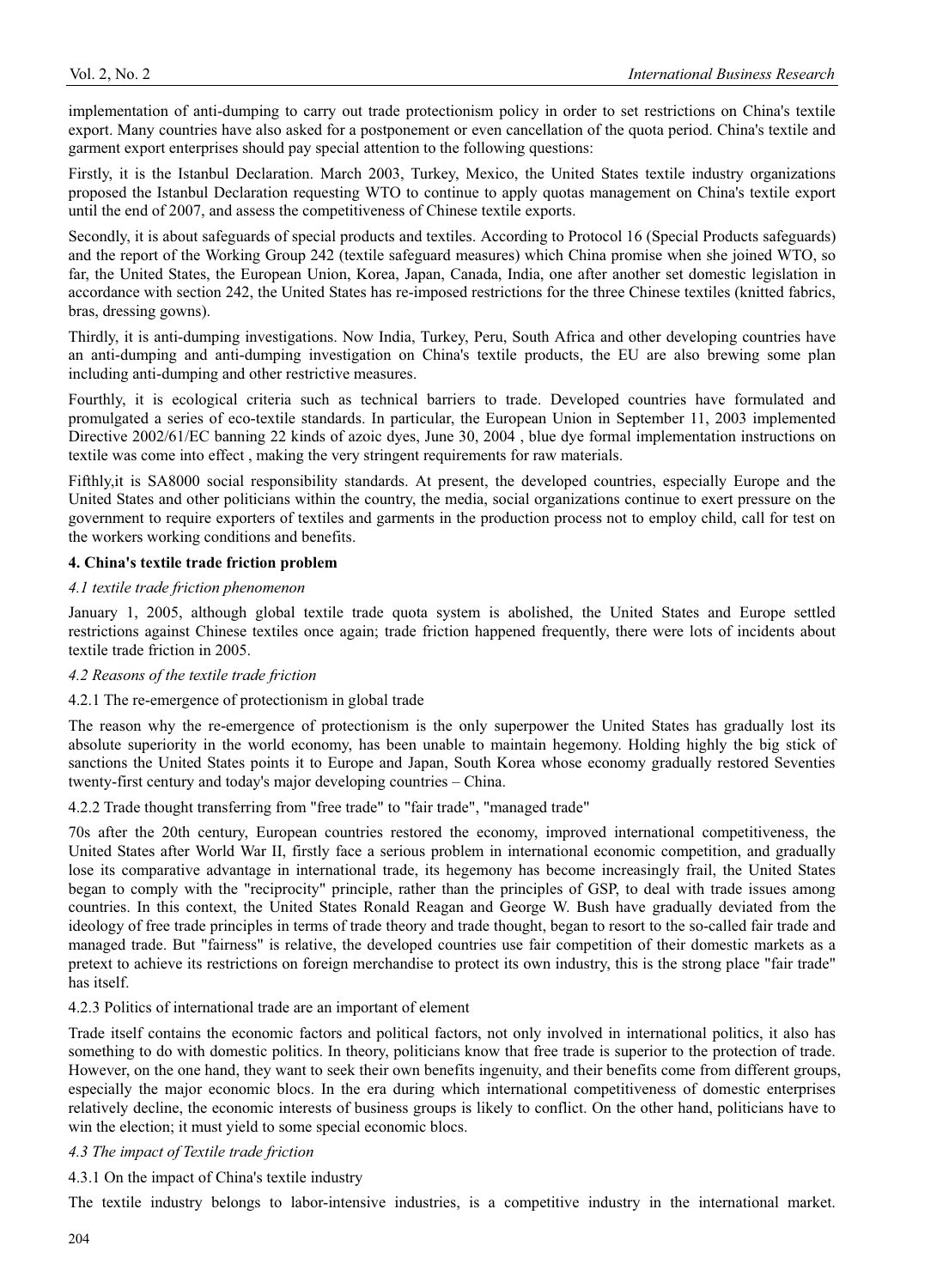implementation of anti-dumping to carry out trade protectionism policy in order to set restrictions on China's textile export. Many countries have also asked for a postponement or even cancellation of the quota period. China's textile and garment export enterprises should pay special attention to the following questions:

Firstly, it is the Istanbul Declaration. March 2003, Turkey, Mexico, the United States textile industry organizations proposed the Istanbul Declaration requesting WTO to continue to apply quotas management on China's textile export until the end of 2007, and assess the competitiveness of Chinese textile exports.

Secondly, it is about safeguards of special products and textiles. According to Protocol 16 (Special Products safeguards) and the report of the Working Group 242 (textile safeguard measures) which China promise when she joined WTO, so far, the United States, the European Union, Korea, Japan, Canada, India, one after another set domestic legislation in accordance with section 242, the United States has re-imposed restrictions for the three Chinese textiles (knitted fabrics, bras, dressing gowns).

Thirdly, it is anti-dumping investigations. Now India, Turkey, Peru, South Africa and other developing countries have an anti-dumping and anti-dumping investigation on China's textile products, the EU are also brewing some plan including anti-dumping and other restrictive measures.

Fourthly, it is ecological criteria such as technical barriers to trade. Developed countries have formulated and promulgated a series of eco-textile standards. In particular, the European Union in September 11, 2003 implemented Directive 2002/61/EC banning 22 kinds of azoic dyes, June 30, 2004 , blue dye formal implementation instructions on textile was come into effect , making the very stringent requirements for raw materials.

Fifthly,it is SA8000 social responsibility standards. At present, the developed countries, especially Europe and the United States and other politicians within the country, the media, social organizations continue to exert pressure on the government to require exporters of textiles and garments in the production process not to employ child, call for test on the workers working conditions and benefits.

### 4. China's textile trade friction problem

*4.1 textile trade friction phenomenon*

January 1, 2005, although global textile trade quota system is abolished, the United States and Europe settled restrictions against Chinese textiles once again; trade friction happened frequently, there were lots of incidents about textile trade friction in 2005.

*4.2 Reasons of the textile trade friction*

4.2.1 The re-emergence of protectionism in global trade

The reason why the re-emergence of protectionism is the only superpower the United States has gradually lost its absolute superiority in the world economy, has been unable to maintain hegemony. Holding highly the big stick of sanctions the United States points it to Europe and Japan, South Korea whose economy gradually restored Seventies twenty-first century and today's major developing countries – China.

4.2.2 Trade thought transferring from "free trade" to "fair trade", "managed trade"

70s after the 20th century, European countries restored the economy, improved international competitiveness, the United States after World War II, firstly face a serious problem in international economic competition, and gradually lose its comparative advantage in international trade, its hegemony has become increasingly frail, the United States began to comply with the "reciprocity" principle, rather than the principles of GSP, to deal with trade issues among countries. In this context, the United States Ronald Reagan and George W. Bush have gradually deviated from the ideology of free trade principles in terms of trade theory and trade thought, began to resort to the so-called fair trade and managed trade. But "fairness" is relative, the developed countries use fair competition of their domestic markets as a pretext to achieve its restrictions on foreign merchandise to protect its own industry, this is the strong place "fair trade" has itself.

4.2.3 Politics of international trade are an important of element

Trade itself contains the economic factors and political factors, not only involved in international politics, it also has something to do with domestic politics. In theory, politicians know that free trade is superior to the protection of trade. However, on the one hand, they want to seek their own benefits ingenuity, and their benefits come from different groups, especially the major economic blocs. In the era during which international competitiveness of domestic enterprises relatively decline, the economic interests of business groups is likely to conflict. On the other hand, politicians have to win the election; it must yield to some special economic blocs.

*4.3 The impact of Textile trade friction*

4.3.1 On the impact of China's textile industry

The textile industry belongs to labor-intensive industries, is a competitive industry in the international market.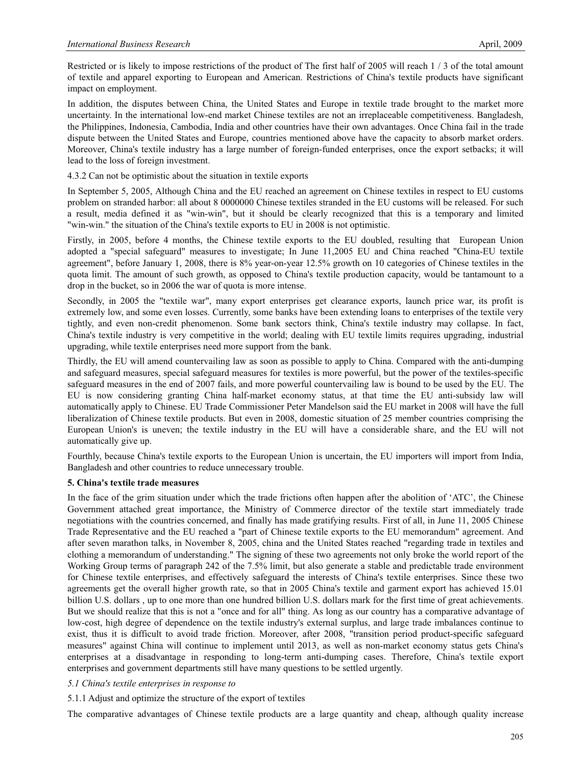Restricted or is likely to impose restrictions of the product of The first half of 2005 will reach 1 / 3 of the total amount of textile and apparel exporting to European and American. Restrictions of China's textile products have significant impact on employment.

In addition, the disputes between China, the United States and Europe in textile trade brought to the market more uncertainty. In the international low-end market Chinese textiles are not an irreplaceable competitiveness. Bangladesh, the Philippines, Indonesia, Cambodia, India and other countries have their own advantages. Once China fail in the trade dispute between the United States and Europe, countries mentioned above have the capacity to absorb market orders. Moreover, China's textile industry has a large number of foreign-funded enterprises, once the export setbacks; it will lead to the loss of foreign investment.

4.3.2 Can not be optimistic about the situation in textile exports

In September 5, 2005, Although China and the EU reached an agreement on Chinese textiles in respect to EU customs problem on stranded harbor: all about 8 0000000 Chinese textiles stranded in the EU customs will be released. For such a result, media defined it as "win-win", but it should be clearly recognized that this is a temporary and limited "win-win." the situation of the China's textile exports to EU in 2008 is not optimistic.

Firstly, in 2005, before 4 months, the Chinese textile exports to the EU doubled, resulting that European Union adopted a "special safeguard" measures to investigate; In June 11,2005 EU and China reached "China-EU textile agreement", before January 1, 2008, there is 8% year-on-year 12.5% growth on 10 categories of Chinese textiles in the quota limit. The amount of such growth, as opposed to China's textile production capacity, would be tantamount to a drop in the bucket, so in 2006 the war of quota is more intense.

Secondly, in 2005 the "textile war", many export enterprises get clearance exports, launch price war, its profit is extremely low, and some even losses. Currently, some banks have been extending loans to enterprises of the textile very tightly, and even non-credit phenomenon. Some bank sectors think, China's textile industry may collapse. In fact, China's textile industry is very competitive in the world; dealing with EU textile limits requires upgrading, industrial upgrading, while textile enterprises need more support from the bank.

Thirdly, the EU will amend countervailing law as soon as possible to apply to China. Compared with the anti-dumping and safeguard measures, special safeguard measures for textiles is more powerful, but the power of the textiles-specific safeguard measures in the end of 2007 fails, and more powerful countervailing law is bound to be used by the EU. The EU is now considering granting China half-market economy status, at that time the EU anti-subsidy law will automatically apply to Chinese. EU Trade Commissioner Peter Mandelson said the EU market in 2008 will have the full liberalization of Chinese textile products. But even in 2008, domestic situation of 25 member countries comprising the European Union's is uneven; the textile industry in the EU will have a considerable share, and the EU will not automatically give up.

Fourthly, because China's textile exports to the European Union is uncertain, the EU importers will import from India, Bangladesh and other countries to reduce unnecessary trouble.

## 5. China's textile trade measures

In the face of the grim situation under which the trade frictions often happen after the abolition of 'ATC', the Chinese Government attached great importance, the Ministry of Commerce director of the textile start immediately trade negotiations with the countries concerned, and finally has made gratifying results. First of all, in June 11, 2005 Chinese Trade Representative and the EU reached a "part of Chinese textile exports to the EU memorandum" agreement. And after seven marathon talks, in November 8, 2005, china and the United States reached "regarding trade in textiles and clothing a memorandum of understanding." The signing of these two agreements not only broke the world report of the Working Group terms of paragraph 242 of the 7.5% limit, but also generate a stable and predictable trade environment for Chinese textile enterprises, and effectively safeguard the interests of China's textile enterprises. Since these two agreements get the overall higher growth rate, so that in 2005 China's textile and garment export has achieved 15.01 billion U.S. dollars , up to one more than one hundred billion U.S. dollars mark for the first time of great achievements. But we should realize that this is not a "once and for all" thing. As long as our country has a comparative advantage of low-cost, high degree of dependence on the textile industry's external surplus, and large trade imbalances continue to exist, thus it is difficult to avoid trade friction. Moreover, after 2008, "transition period product-specific safeguard measures" against China will continue to implement until 2013, as well as non-market economy status gets China's enterprises at a disadvantage in responding to long-term anti-dumping cases. Therefore, China's textile export enterprises and government departments still have many questions to be settled urgently.

### *5.1 China's textile enterprises in response to*

5.1.1 Adjust and optimize the structure of the export of textiles

The comparative advantages of Chinese textile products are a large quantity and cheap, although quality increase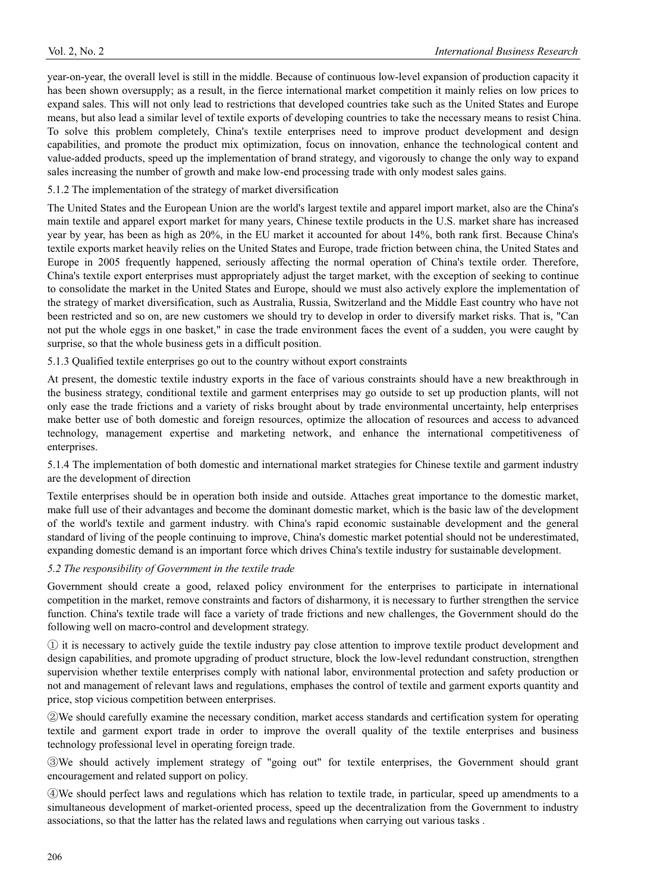year-on-year, the overall level is still in the middle. Because of continuous low-level expansion of production capacity it has been shown oversupply; as a result, in the fierce international market competition it mainly relies on low prices to expand sales. This will not only lead to restrictions that developed countries take such as the United States and Europe means, but also lead a similar level of textile exports of developing countries to take the necessary means to resist China. To solve this problem completely, China's textile enterprises need to improve product development and design capabilities, and promote the product mix optimization, focus on innovation, enhance the technological content and value-added products, speed up the implementation of brand strategy, and vigorously to change the only way to expand sales increasing the number of growth and make low-end processing trade with only modest sales gains.

#### 5.1.2 The implementation of the strategy of market diversification

The United States and the European Union are the world's largest textile and apparel import market, also are the China's main textile and apparel export market for many years, Chinese textile products in the U.S. market share has increased year by year, has been as high as 20%, in the EU market it accounted for about 14%, both rank first. Because China's textile exports market heavily relies on the United States and Europe, trade friction between china, the United States and Europe in 2005 frequently happened, seriously affecting the normal operation of China's textile order. Therefore, China's textile export enterprises must appropriately adjust the target market, with the exception of seeking to continue to consolidate the market in the United States and Europe, should we must also actively explore the implementation of the strategy of market diversification, such as Australia, Russia, Switzerland and the Middle East country who have not been restricted and so on, are new customers we should try to develop in order to diversify market risks. That is, "Can not put the whole eggs in one basket," in case the trade environment faces the event of a sudden, you were caught by surprise, so that the whole business gets in a difficult position.

#### 5.1.3 Qualified textile enterprises go out to the country without export constraints

At present, the domestic textile industry exports in the face of various constraints should have a new breakthrough in the business strategy, conditional textile and garment enterprises may go outside to set up production plants, will not only ease the trade frictions and a variety of risks brought about by trade environmental uncertainty, help enterprises make better use of both domestic and foreign resources, optimize the allocation of resources and access to advanced technology, management expertise and marketing network, and enhance the international competitiveness of enterprises.

#### 5.1.4 The implementation of both domestic and international market strategies for Chinese textile and garment industry are the development of direction

Textile enterprises should be in operation both inside and outside. Attaches great importance to the domestic market, make full use of their advantages and become the dominant domestic market, which is the basic law of the development of the world's textile and garment industry. with China's rapid economic sustainable development and the general standard of living of the people continuing to improve, China's domestic market potential should not be underestimated, expanding domestic demand is an important force which drives China's textile industry for sustainable development.

### *5.2 The responsibility of Government in the textile trade*

Government should create a good, relaxed policy environment for the enterprises to participate in international competition in the market, remove constraints and factors of disharmony, it is necessary to further strengthen the service function. China's textile trade will face a variety of trade frictions and new challenges, the Government should do the following well on macro-control and development strategy.

① it is necessary to actively guide the textile industry pay close attention to improve textile product development and design capabilities, and promote upgrading of product structure, block the low-level redundant construction, strengthen supervision whether textile enterprises comply with national labor, environmental protection and safety production or not and management of relevant laws and regulations, emphases the control of textile and garment exports quantity and price, stop vicious competition between enterprises.

②We should carefully examine the necessary condition, market access standards and certification system for operating textile and garment export trade in order to improve the overall quality of the textile enterprises and business technology professional level in operating foreign trade.

③We should actively implement strategy of "going out" for textile enterprises, the Government should grant encouragement and related support on policy.

④We should perfect laws and regulations which has relation to textile trade, in particular, speed up amendments to a simultaneous development of market-oriented process, speed up the decentralization from the Government to industry associations, so that the latter has the related laws and regulations when carrying out various tasks .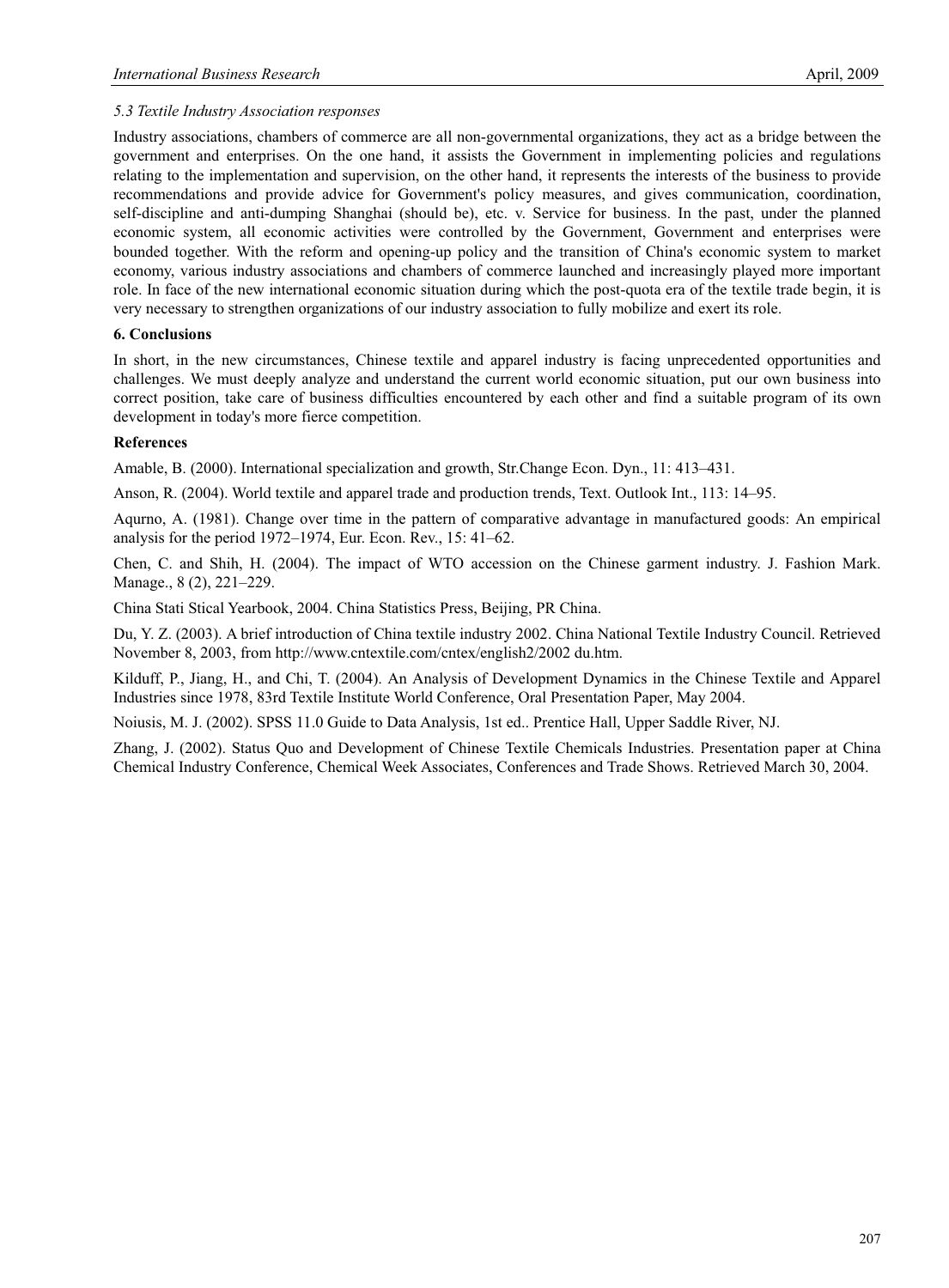### 5.3 Textile Industry Association responses

Industry associations, chambers of commerce are all non-governmental organizations, they act as a bridge between the government and enterprises. On the one hand, it assists the Government in implementing policies and regulations relating to the implementation and supervision, on the other hand, it represents the interests of the business to provide recommendations and provide advice for Government's policy measures, and gives communication, coordination, self-discipline and anti-dumping Shanghai (should be), etc. v. Service for business. In the past, under the planned economic system, all economic activities were controlled by the Government, Government and enterprises were bounded together. With the reform and opening-up policy and the transition of China's economic system to market economy, various industry associations and chambers of commerce launched and increasingly played more important role. In face of the new international economic situation during which the post-quota era of the textile trade begin, it is very necessary to strengthen organizations of our industry association to fully mobilize and exert its role.

## 6. Conclusions

In short, in the new circumstances, Chinese textile and apparel industry is facing unprecedented opportunities and challenges. We must deeply analyze and understand the current world economic situation, put our own business into correct position, take care of business difficulties encountered by each other and find a suitable program of its own development in today's more fierce competition.

## References

Amable, B. (2000). International specialization and growth, Str.Change Econ. Dyn., 11: 413–431.

Anson, R. (2004). World textile and apparel trade and production trends, Text. Outlook Int., 113: 14–95.

Aqurno, A. (1981). Change over time in the pattern of comparative advantage in manufactured goods: An empirical analysis for the period 1972–1974, Eur. Econ. Rev., 15: 41–62.

Chen, C. and Shih, H. (2004). The impact of WTO accession on the Chinese garment industry. J. Fashion Mark. Manage., 8 (2), 221–229.

China Stati Stical Yearbook, 2004. China Statistics Press, Beijing, PR China.

Du, Y. Z. (2003). A brief introduction of China textile industry 2002. China National Textile Industry Council. Retrieved November 8, 2003, from http://www.cntextile.com/cntex/english2/2002 du.htm.

Kilduff, P., Jiang, H., and Chi, T. (2004). An Analysis of Development Dynamics in the Chinese Textile and Apparel Industries since 1978, 83rd Textile Institute World Conference, Oral Presentation Paper, May 2004.

Noiusis, M. J. (2002). SPSS 11.0 Guide to Data Analysis, 1st ed.. Prentice Hall, Upper Saddle River, NJ.

Zhang, J. (2002). Status Quo and Development of Chinese Textile Chemicals Industries. Presentation paper at China Chemical Industry Conference, Chemical Week Associates, Conferences and Trade Shows. Retrieved March 30, 2004.